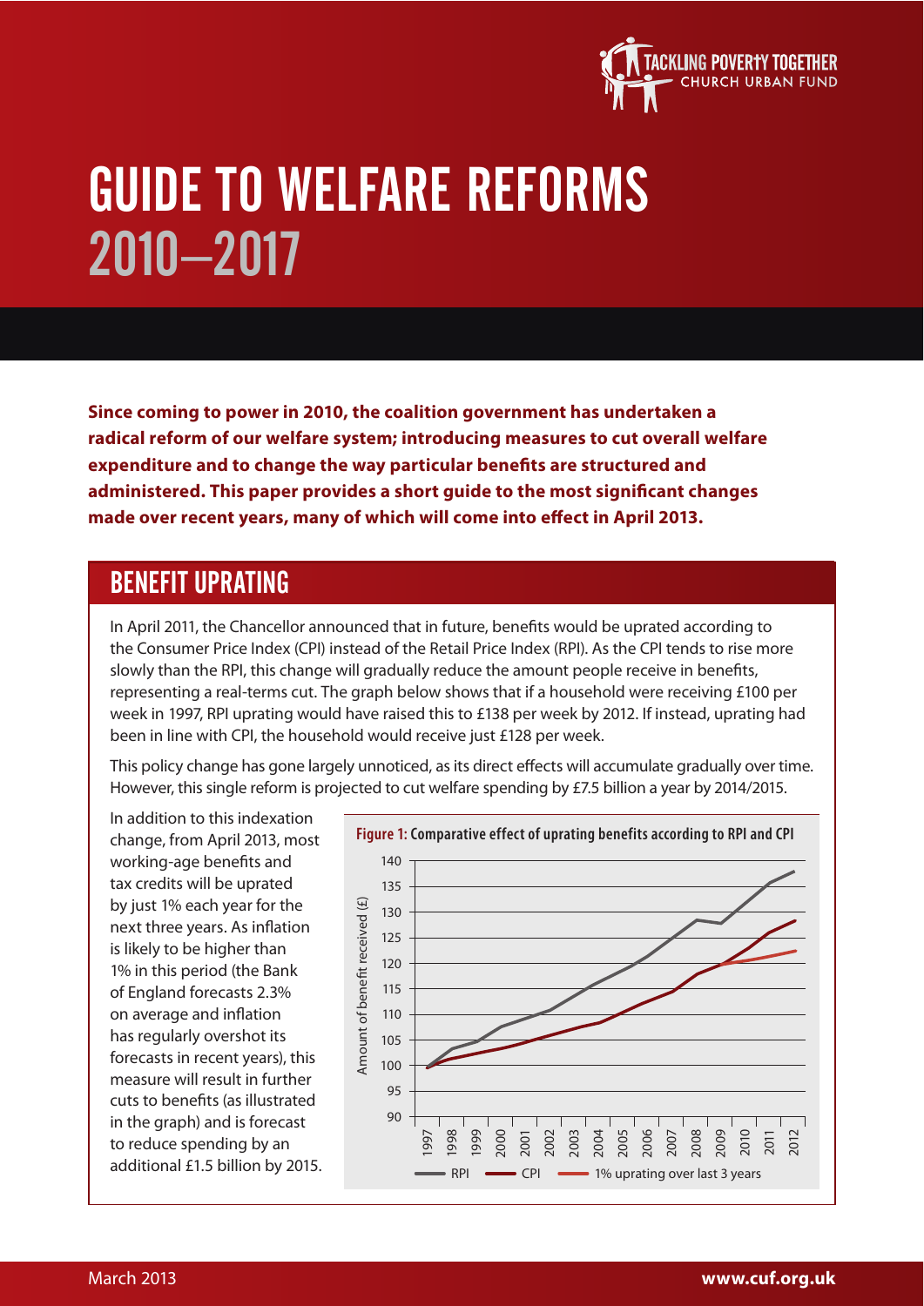# GUIDE TO WELFARE REFORMS 2010–2017

**Since coming to power in 2010, the coalition government has undertaken a radical reform of our welfare system; introducing measures to cut overall welfare expenditure and to change the way particular benefits are structured and administered. This paper provides a short guide to the most significant changes made over recent years, many of which will come into effect in April 2013.**

## BENEFIT UPRATING

In April 2011, the Chancellor announced that in future, benefits would be uprated according to the Consumer Price Index (CPI) instead of the Retail Price Index (RPI). As the CPI tends to rise more slowly than the RPI, this change will gradually reduce the amount people receive in benefits, representing a real-terms cut. The graph below shows that if a household were receiving £100 per week in 1997, RPI uprating would have raised this to £138 per week by 2012. If instead, uprating had been in line with CPI, the household would receive just £128 per week.

This policy change has gone largely unnoticed, as its direct effects will accumulate gradually over time. However, this single reform is projected to cut welfare spending by £7.5 billion a year by 2014/2015.

In addition to this indexation change, from April 2013, most working-age benefits and tax credits will be uprated by just 1% each year for the next three years. As inflation is likely to be higher than 1% in this period (the Bank of England forecasts 2.3% on average and inflation has regularly overshot its forecasts in recent years), this measure will result in further cuts to benefits (as illustrated in the graph) and is forecast to reduce spending by an additional £1.5 billion by 2015.

**Figure 1:** Comparative effect of uprating benefits according to RPI and CPI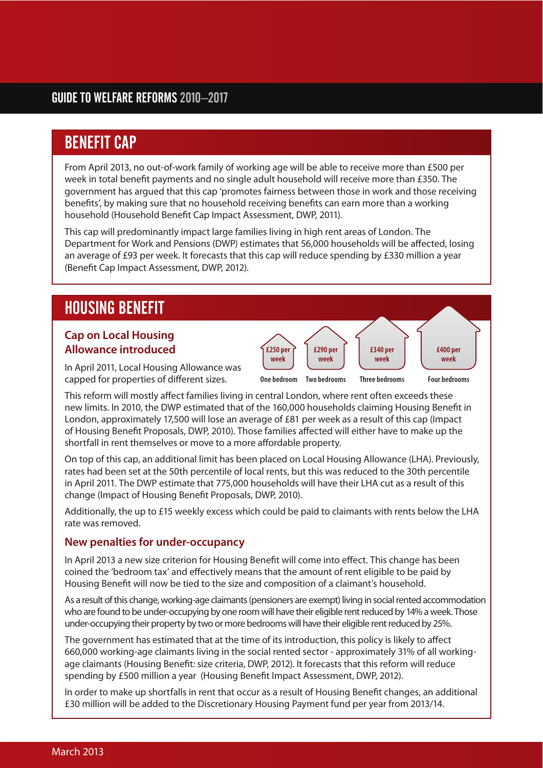## BENEFIT CAP

From April 2013, no out-of-work family of working age will be able to receive more than £500 per week in total benefit payments and no single adult household will receive more than £350. The government has argued that this cap 'promotes fairness between those in work and those receiving benefits', by making sure that no household receiving benefits can earn more than a working household (Household Benefit Cap Impact Assessment, DWP, 2011).

This cap will predominantly impact large families living in high rent areas of London. The Department for Work and Pensions (DWP) estimates that 56,000 households will be affected, losing an average of £93 per week. It forecasts that this cap will reduce spending by £330 million a year (Benefit Cap Impact Assessment, DWP, 2012).

## HOUSING BENEFIT

### Cap on Local Housing Allowance introduced

In April 2011, Local Housing Allowance was capped for properties of different sizes.

| One bedroom | Two bedrooms | Three bedrooms | Four bedrooms |
|---|---|---|---|
| £250 per week | £290 per week | £340 per week | £400 per week |

This reform will mostly affect families living in central London, where rent often exceeds these new limits. In 2010, the DWP estimated that of the 160,000 households claiming Housing Benefit in London, approximately 17,500 will lose an average of £81 per week as a result of this cap (Impact of Housing Benefit Proposals, DWP, 2010). Those families affected will either have to make up the shortfall in rent themselves or move to a more affordable property.

On top of this cap, an additional limit has been placed on Local Housing Allowance (LHA). Previously, rates had been set at the 50th percentile of local rents, but this was reduced to the 30th percentile in April 2011. The DWP estimate that 775,000 households will have their LHA cut as a result of this change (Impact of Housing Benefit Proposals, DWP, 2010).

Additionally, the up to £15 weekly excess which could be paid to claimants with rents below the LHA rate was removed.

### New penalties for under-occupancy

In April 2013 a new size criterion for Housing Benefit will come into effect. This change has been coined the 'bedroom tax' and effectively means that the amount of rent eligible to be paid by Housing Benefit will now be tied to the size and composition of a claimant's household.

As a result of this change, working-age claimants (pensioners are exempt) living in social rented accommodation who are found to be under-occupying by one room will have their eligible rent reduced by 14% a week. Those under-occupying their property by two or more bedrooms will have their eligible rent reduced by 25%.

The government has estimated that at the time of its introduction, this policy is likely to affect 660,000 working-age claimants living in the social rented sector - approximately 31% of all working-age claimants (Housing Benefit: size criteria, DWP, 2012). It forecasts that this reform will reduce spending by £500 million a year (Housing Benefit Impact Assessment, DWP, 2012).

In order to make up shortfalls in rent that occur as a result of Housing Benefit changes, an additional £30 million will be added to the Discretionary Housing Payment fund per year from 2013/14.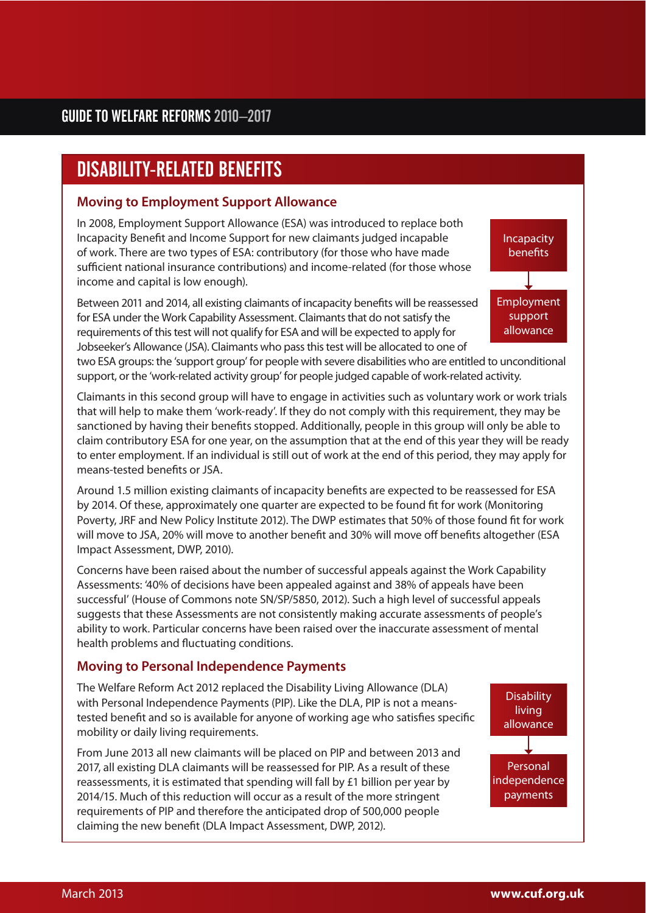# DISABILITY-RELATED BENEFITS

## Moving to Employment Support Allowance

In 2008, Employment Support Allowance (ESA) was introduced to replace both Incapacity Benefit and Income Support for new claimants judged incapable of work. There are two types of ESA: contributory (for those who have made sufficient national insurance contributions) and income-related (for those whose income and capital is low enough).

Incapacity benefits → Employment support allowance

Between 2011 and 2014, all existing claimants of incapacity benefits will be reassessed for ESA under the Work Capability Assessment. Claimants that do not satisfy the requirements of this test will not qualify for ESA and will be expected to apply for Jobseeker's Allowance (JSA). Claimants who pass this test will be allocated to one of two ESA groups: the 'support group' for people with severe disabilities who are entitled to unconditional support, or the 'work-related activity group' for people judged capable of work-related activity.

Claimants in this second group will have to engage in activities such as voluntary work or work trials that will help to make them 'work-ready'. If they do not comply with this requirement, they may be sanctioned by having their benefits stopped. Additionally, people in this group will only be able to claim contributory ESA for one year, on the assumption that at the end of this year they will be ready to enter employment. If an individual is still out of work at the end of this period, they may apply for means-tested benefits or JSA.

Around 1.5 million existing claimants of incapacity benefits are expected to be reassessed for ESA by 2014. Of these, approximately one quarter are expected to be found fit for work (Monitoring Poverty, JRF and New Policy Institute 2012). The DWP estimates that 50% of those found fit for work will move to JSA, 20% will move to another benefit and 30% will move off benefits altogether (ESA Impact Assessment, DWP, 2010).

Concerns have been raised about the number of successful appeals against the Work Capability Assessments: '40% of decisions have been appealed against and 38% of appeals have been successful' (House of Commons note SN/SP/5850, 2012). Such a high level of successful appeals suggests that these Assessments are not consistently making accurate assessments of people's ability to work. Particular concerns have been raised over the inaccurate assessment of mental health problems and fluctuating conditions.

## Moving to Personal Independence Payments

The Welfare Reform Act 2012 replaced the Disability Living Allowance (DLA) with Personal Independence Payments (PIP). Like the DLA, PIP is not a means-tested benefit and so is available for anyone of working age who satisfies specific mobility or daily living requirements.

Disability living allowance → Personal independence payments

From June 2013 all new claimants will be placed on PIP and between 2013 and 2017, all existing DLA claimants will be reassessed for PIP. As a result of these reassessments, it is estimated that spending will fall by £1 billion per year by 2014/15. Much of this reduction will occur as a result of the more stringent requirements of PIP and therefore the anticipated drop of 500,000 people claiming the new benefit (DLA Impact Assessment, DWP, 2012).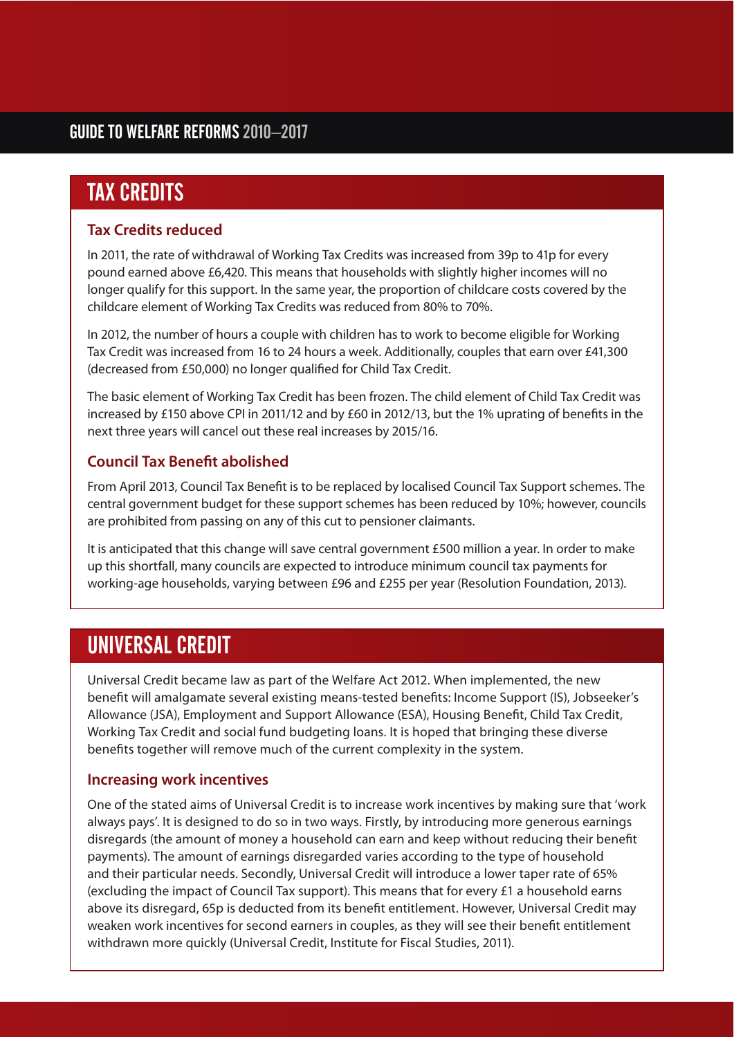## TAX CREDITS

### Tax Credits reduced

In 2011, the rate of withdrawal of Working Tax Credits was increased from 39p to 41p for every pound earned above £6,420. This means that households with slightly higher incomes will no longer qualify for this support. In the same year, the proportion of childcare costs covered by the childcare element of Working Tax Credits was reduced from 80% to 70%.

In 2012, the number of hours a couple with children has to work to become eligible for Working Tax Credit was increased from 16 to 24 hours a week. Additionally, couples that earn over £41,300 (decreased from £50,000) no longer qualified for Child Tax Credit.

The basic element of Working Tax Credit has been frozen. The child element of Child Tax Credit was increased by £150 above CPI in 2011/12 and by £60 in 2012/13, but the 1% uprating of benefits in the next three years will cancel out these real increases by 2015/16.

### Council Tax Benefit abolished

From April 2013, Council Tax Benefit is to be replaced by localised Council Tax Support schemes. The central government budget for these support schemes has been reduced by 10%; however, councils are prohibited from passing on any of this cut to pensioner claimants.

It is anticipated that this change will save central government £500 million a year. In order to make up this shortfall, many councils are expected to introduce minimum council tax payments for working-age households, varying between £96 and £255 per year (Resolution Foundation, 2013).

## UNIVERSAL CREDIT

Universal Credit became law as part of the Welfare Act 2012. When implemented, the new benefit will amalgamate several existing means-tested benefits: Income Support (IS), Jobseeker's Allowance (JSA), Employment and Support Allowance (ESA), Housing Benefit, Child Tax Credit, Working Tax Credit and social fund budgeting loans. It is hoped that bringing these diverse benefits together will remove much of the current complexity in the system.

### Increasing work incentives

One of the stated aims of Universal Credit is to increase work incentives by making sure that 'work always pays'. It is designed to do so in two ways. Firstly, by introducing more generous earnings disregards (the amount of money a household can earn and keep without reducing their benefit payments). The amount of earnings disregarded varies according to the type of household and their particular needs. Secondly, Universal Credit will introduce a lower taper rate of 65% (excluding the impact of Council Tax support). This means that for every £1 a household earns above its disregard, 65p is deducted from its benefit entitlement. However, Universal Credit may weaken work incentives for second earners in couples, as they will see their benefit entitlement withdrawn more quickly (Universal Credit, Institute for Fiscal Studies, 2011).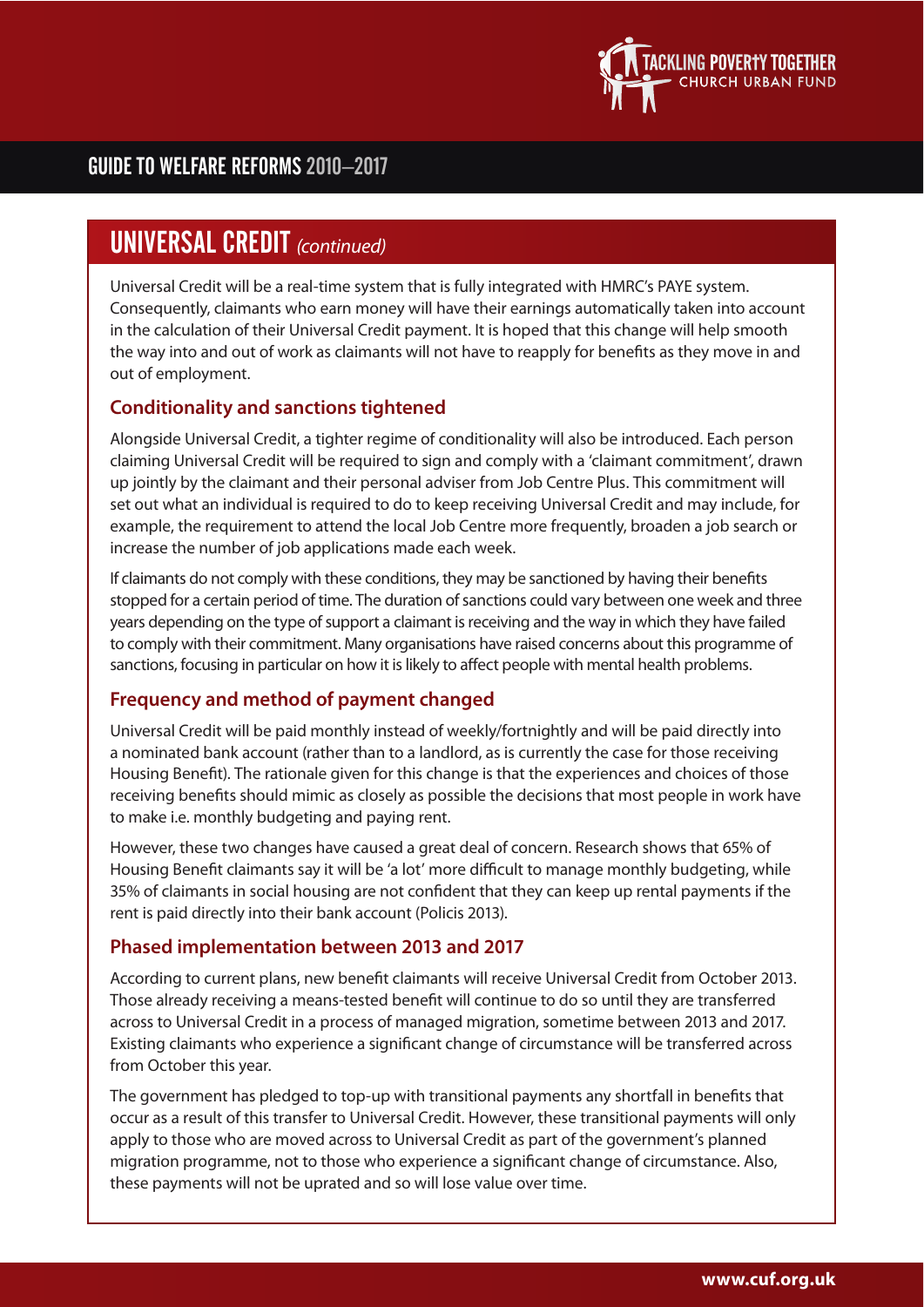## UNIVERSAL CREDIT *(continued)*

Universal Credit will be a real-time system that is fully integrated with HMRC's PAYE system. Consequently, claimants who earn money will have their earnings automatically taken into account in the calculation of their Universal Credit payment. It is hoped that this change will help smooth the way into and out of work as claimants will not have to reapply for benefits as they move in and out of employment.

### Conditionality and sanctions tightened

Alongside Universal Credit, a tighter regime of conditionality will also be introduced. Each person claiming Universal Credit will be required to sign and comply with a 'claimant commitment', drawn up jointly by the claimant and their personal adviser from Job Centre Plus. This commitment will set out what an individual is required to do to keep receiving Universal Credit and may include, for example, the requirement to attend the local Job Centre more frequently, broaden a job search or increase the number of job applications made each week.

If claimants do not comply with these conditions, they may be sanctioned by having their benefits stopped for a certain period of time. The duration of sanctions could vary between one week and three years depending on the type of support a claimant is receiving and the way in which they have failed to comply with their commitment. Many organisations have raised concerns about this programme of sanctions, focusing in particular on how it is likely to affect people with mental health problems.

### Frequency and method of payment changed

Universal Credit will be paid monthly instead of weekly/fortnightly and will be paid directly into a nominated bank account (rather than to a landlord, as is currently the case for those receiving Housing Benefit). The rationale given for this change is that the experiences and choices of those receiving benefits should mimic as closely as possible the decisions that most people in work have to make i.e. monthly budgeting and paying rent.

However, these two changes have caused a great deal of concern. Research shows that 65% of Housing Benefit claimants say it will be 'a lot' more difficult to manage monthly budgeting, while 35% of claimants in social housing are not confident that they can keep up rental payments if the rent is paid directly into their bank account (Policis 2013).

### Phased implementation between 2013 and 2017

According to current plans, new benefit claimants will receive Universal Credit from October 2013. Those already receiving a means-tested benefit will continue to do so until they are transferred across to Universal Credit in a process of managed migration, sometime between 2013 and 2017. Existing claimants who experience a significant change of circumstance will be transferred across from October this year.

The government has pledged to top-up with transitional payments any shortfall in benefits that occur as a result of this transfer to Universal Credit. However, these transitional payments will only apply to those who are moved across to Universal Credit as part of the government's planned migration programme, not to those who experience a significant change of circumstance. Also, these payments will not be uprated and so will lose value over time.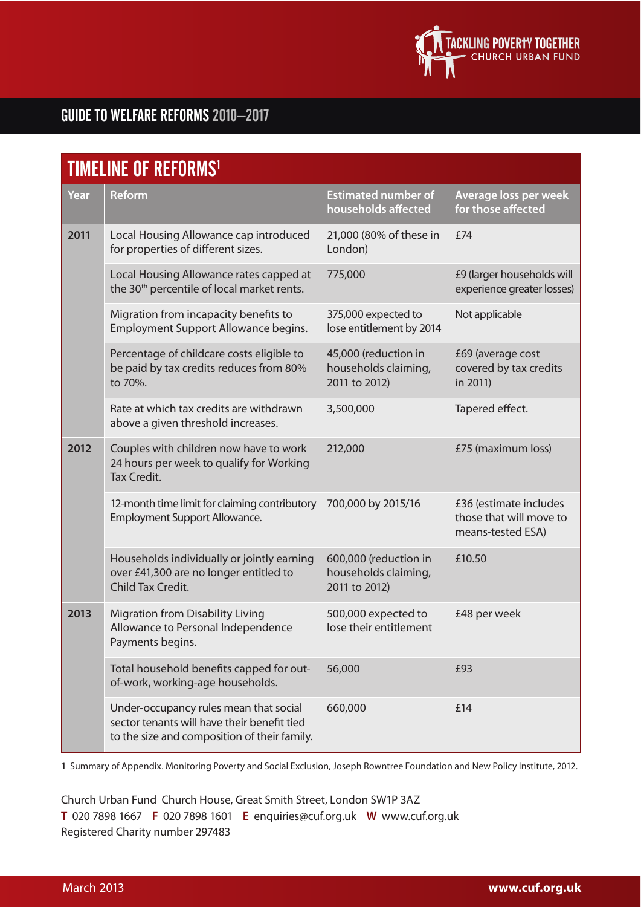## GUIDE TO WELFARE REFORMS 2010–2017

## TIMELINE OF REFORMS[1]

| Year | Reform | Estimated number of households affected | Average loss per week for those affected |
|---|---|---|---|
| 2011 | Local Housing Allowance cap introduced for properties of different sizes. | 21,000 (80% of these in London) | £74 |
| | Local Housing Allowance rates capped at the 30th percentile of local market rents. | 775,000 | £9 (larger households will experience greater losses) |
| | Migration from incapacity benefits to Employment Support Allowance begins. | 375,000 expected to lose entitlement by 2014 | Not applicable |
| | Percentage of childcare costs eligible to be paid by tax credits reduces from 80% to 70%. | 45,000 (reduction in households claiming, 2011 to 2012) | £69 (average cost covered by tax credits in 2011) |
| | Rate at which tax credits are withdrawn above a given threshold increases. | 3,500,000 | Tapered effect. |
| 2012 | Couples with children now have to work 24 hours per week to qualify for Working Tax Credit. | 212,000 | £75 (maximum loss) |
| | 12-month time limit for claiming contributory Employment Support Allowance. | 700,000 by 2015/16 | £36 (estimate includes those that will move to means-tested ESA) |
| | Households individually or jointly earning over £41,300 are no longer entitled to Child Tax Credit. | 600,000 (reduction in households claiming, 2011 to 2012) | £10.50 |
| 2013 | Migration from Disability Living Allowance to Personal Independence Payments begins. | 500,000 expected to lose their entitlement | £48 per week |
| | Total household benefits capped for out-of-work, working-age households. | 56,000 | £93 |
| | Under-occupancy rules mean that social sector tenants will have their benefit tied to the size and composition of their family. | 660,000 | £14 |

1 Summary of Appendix. Monitoring Poverty and Social Exclusion, Joseph Rowntree Foundation and New Policy Institute, 2012.

Church Urban Fund Church House, Great Smith Street, London SW1P 3AZ
**T** 020 7898 1667 **F** 020 7898 1601 **E** enquiries@cuf.org.uk **W** www.cuf.org.uk
Registered Charity number 297483

March 2013 **www.cuf.org.uk**